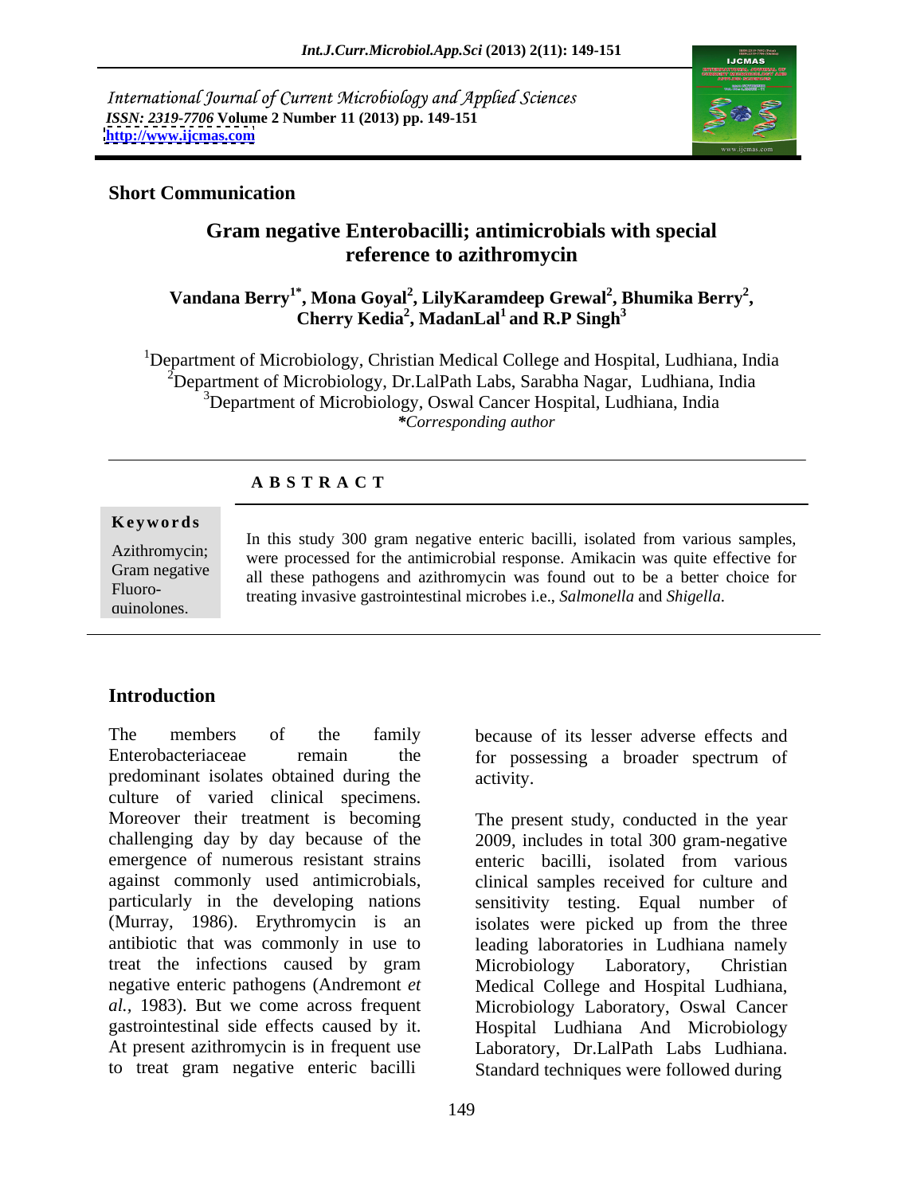International Journal of Current Microbiology and Applied Sciences
*ISSN: 2319-7706* Volume 2 Number 11 (2013) pp. 149-151
http://www.ijcmas.com

**Short Communication**

# Gram negative Enterobacilli; antimicrobials with special reference to azithromycin

**Vandana Berry[1*], Mona Goyal[2], LilyKaramdeep Grewal[2], Bhumika Berry[2], Cherry Kedia[2], MadanLal[1] and R.P Singh[3]**

[1]Department of Microbiology, Christian Medical College and Hospital, Ludhiana, India
[2]Department of Microbiology, Dr.LalPath Labs, Sarabha Nagar, Ludhiana, India
[3]Department of Microbiology, Oswal Cancer Hospital, Ludhiana, India
*\*Corresponding author*

**A B S T R A C T**

**Keywords**

Azithromycin; Gram negative Fluoro-quinolones.

In this study 300 gram negative enteric bacilli, isolated from various samples, were processed for the antimicrobial response. Amikacin was quite effective for all these pathogens and azithromycin was found out to be a better choice for treating invasive gastrointestinal microbes i.e., *Salmonella* and *Shigella*.

## Introduction

The members of the family Enterobacteriaceae remain the predominant isolates obtained during the culture of varied clinical specimens. Moreover their treatment is becoming challenging day by day because of the emergence of numerous resistant strains against commonly used antimicrobials, particularly in the developing nations (Murray, 1986). Erythromycin is an antibiotic that was commonly in use to treat the infections caused by gram negative enteric pathogens (Andremont *et al.,* 1983). But we come across frequent gastrointestinal side effects caused by it. At present azithromycin is in frequent use to treat gram negative enteric bacilli because of its lesser adverse effects and for possessing a broader spectrum of activity.

The present study, conducted in the year 2009, includes in total 300 gram-negative enteric bacilli, isolated from various clinical samples received for culture and sensitivity testing. Equal number of isolates were picked up from the three leading laboratories in Ludhiana namely Microbiology Laboratory, Christian Medical College and Hospital Ludhiana, Microbiology Laboratory, Oswal Cancer Hospital Ludhiana And Microbiology Laboratory, Dr.LalPath Labs Ludhiana. Standard techniques were followed during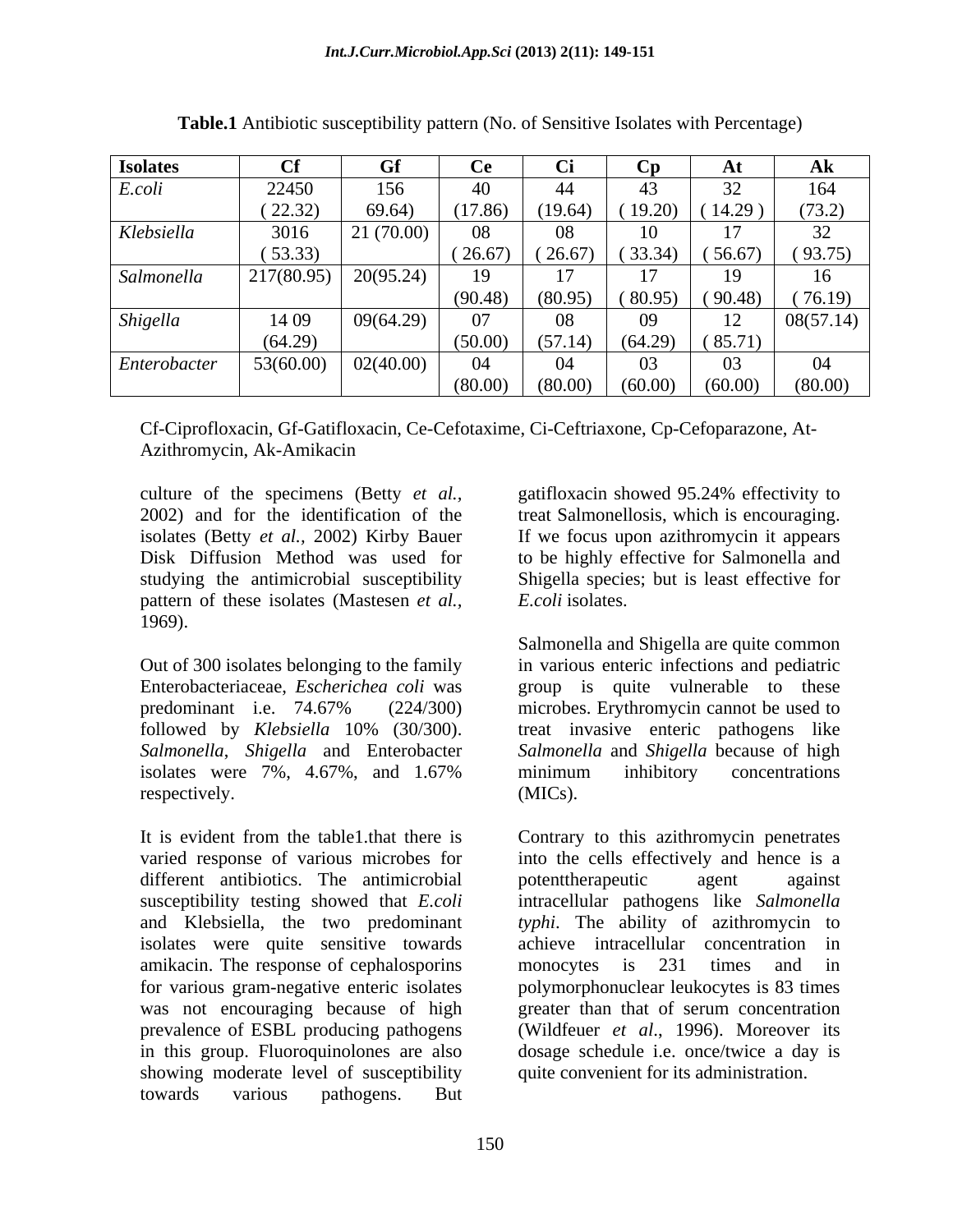**Table.1** Antibiotic susceptibility pattern (No. of Sensitive Isolates with Percentage)

| Isolates | Cf | Gf | Ce | Ci | Cp | At | Ak |
|---|---|---|---|---|---|---|---|
| *E.coli* | 22450 ( 22.32) | 156 69.64) | 40 (17.86) | 44 (19.64) | 43 ( 19.20) | 32 ( 14.29 ) | 164 (73.2) |
| *Klebsiella* | 3016 ( 53.33) | 21 (70.00) | 08 ( 26.67) | 08 ( 26.67) | 10 ( 33.34) | 17 ( 56.67) | 32 ( 93.75) |
| *Salmonella* | 217(80.95) | 20(95.24) | 19 (90.48) | 17 (80.95) | 17 ( 80.95) | 19 ( 90.48) | 16 ( 76.19) |
| *Shigella* | 14 09 (64.29) | 09(64.29) | 07 (50.00) | 08 (57.14) | 09 (64.29) | 12 ( 85.71) | 08(57.14) |
| *Enterobacter* | 53(60.00) | 02(40.00) | 04 (80.00) | 04 (80.00) | 03 (60.00) | 03 (60.00) | 04 (80.00) |

Cf-Ciprofloxacin, Gf-Gatifloxacin, Ce-Cefotaxime, Ci-Ceftriaxone, Cp-Cefoparazone, At-Azithromycin, Ak-Amikacin

culture of the specimens (Betty *et al.,* 2002) and for the identification of the isolates (Betty *et al.,* 2002) Kirby Bauer Disk Diffusion Method was used for studying the antimicrobial susceptibility pattern of these isolates (Mastesen *et al.,* 1969).

Out of 300 isolates belonging to the family Enterobacteriaceae, *Escherichea coli* was predominant i.e. 74.67% (224/300) followed by *Klebsiella* 10% (30/300). *Salmonella, Shigella* and Enterobacter isolates were 7%, 4.67%, and 1.67% respectively.

It is evident from the table1.that there is varied response of various microbes for different antibiotics. The antimicrobial susceptibility testing showed that *E.coli* and Klebsiella, the two predominant isolates were quite sensitive towards amikacin. The response of cephalosporins for various gram-negative enteric isolates was not encouraging because of high prevalence of ESBL producing pathogens in this group. Fluoroquinolones are also showing moderate level of susceptibility towards various pathogens. But gatifloxacin showed 95.24% effectivity to treat Salmonellosis, which is encouraging. If we focus upon azithromycin it appears to be highly effective for Salmonella and Shigella species; but is least effective for *E.coli* isolates.

Salmonella and Shigella are quite common in various enteric infections and pediatric group is quite vulnerable to these microbes. Erythromycin cannot be used to treat invasive enteric pathogens like *Salmonella* and *Shigella* because of high minimum inhibitory concentrations (MICs).

Contrary to this azithromycin penetrates into the cells effectively and hence is a potenttherapeutic agent against intracellular pathogens like *Salmonella typhi*. The ability of azithromycin to achieve intracellular concentration in monocytes is 231 times and in polymorphonuclear leukocytes is 83 times greater than that of serum concentration (Wildfeuer *et al*., 1996). Moreover its dosage schedule i.e. once/twice a day is quite convenient for its administration.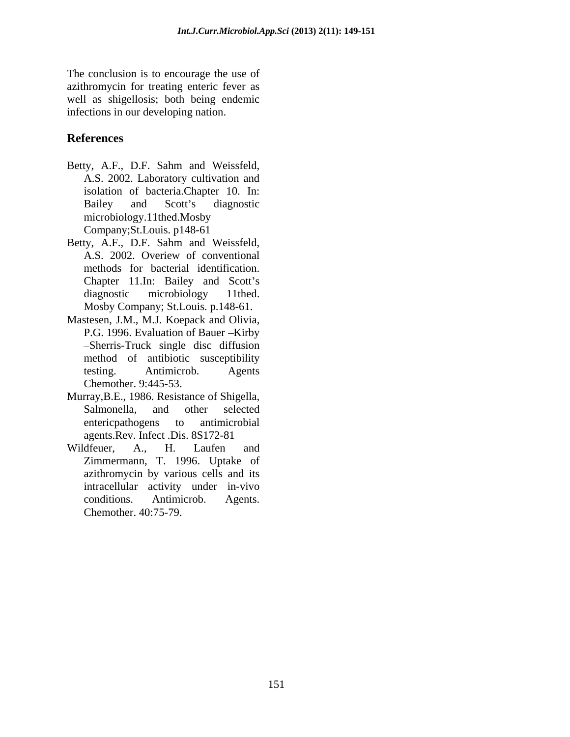The conclusion is to encourage the use of azithromycin for treating enteric fever as well as shigellosis; both being endemic infections in our developing nation.

## References

Betty, A.F., D.F. Sahm and Weissfeld, A.S. 2002. Laboratory cultivation and isolation of bacteria.Chapter 10. In: Bailey and Scott's diagnostic microbiology.11thed.Mosby Company;St.Louis. p148-61

Betty, A.F., D.F. Sahm and Weissfeld, A.S. 2002. Overiew of conventional methods for bacterial identification. Chapter 11.In: Bailey and Scott's diagnostic microbiology 11thed. Mosby Company; St.Louis. p.148-61.

Mastesen, J.M., M.J. Koepack and Olivia, P.G. 1996. Evaluation of Bauer –Kirby –Sherris-Truck single disc diffusion method of antibiotic susceptibility testing. Antimicrob. Agents Chemother. 9:445-53.

Murray,B.E., 1986. Resistance of Shigella, Salmonella, and other selected entericpathogens to antimicrobial agents.Rev. Infect .Dis. 8S172-81

Wildfeuer, A., H. Laufen and Zimmermann, T. 1996. Uptake of azithromycin by various cells and its intracellular activity under in-vivo conditions. Antimicrob. Agents. Chemother. 40:75-79.